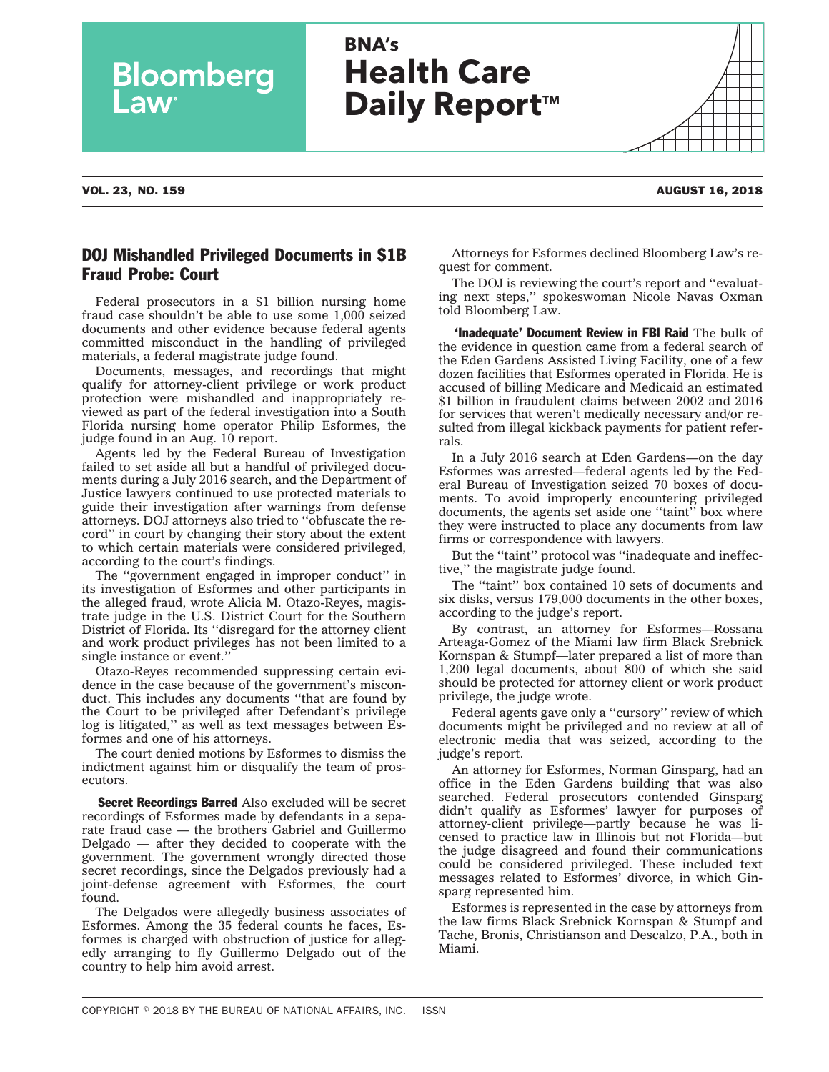# DOJ Mishandled Privileged Documents in $1B Fraud Probe: Court

Federal prosecutors in a $1 billion nursing home fraud case shouldn't be able to use some 1,000 seized documents and other evidence because federal agents committed misconduct in the handling of privileged materials, a federal magistrate judge found.

Documents, messages, and recordings that might qualify for attorney-client privilege or work product protection were mishandled and inappropriately reviewed as part of the federal investigation into a South Florida nursing home operator Philip Esformes, the judge found in an Aug. 10 report.

Agents led by the Federal Bureau of Investigation failed to set aside all but a handful of privileged documents during a July 2016 search, and the Department of Justice lawyers continued to use protected materials to guide their investigation after warnings from defense attorneys. DOJ attorneys also tried to ''obfuscate the record'' in court by changing their story about the extent to which certain materials were considered privileged, according to the court's findings.

The ''government engaged in improper conduct'' in its investigation of Esformes and other participants in the alleged fraud, wrote Alicia M. Otazo-Reyes, magistrate judge in the U.S. District Court for the Southern District of Florida. Its ''disregard for the attorney client and work product privileges has not been limited to a single instance or event.''

Otazo-Reyes recommended suppressing certain evidence in the case because of the government's misconduct. This includes any documents ''that are found by the Court to be privileged after Defendant's privilege log is litigated,'' as well as text messages between Esformes and one of his attorneys.

The court denied motions by Esformes to dismiss the indictment against him or disqualify the team of prosecutors.

**Secret Recordings Barred** Also excluded will be secret recordings of Esformes made by defendants in a separate fraud case — the brothers Gabriel and Guillermo Delgado — after they decided to cooperate with the government. The government wrongly directed those secret recordings, since the Delgados previously had a joint-defense agreement with Esformes, the court found.

The Delgados were allegedly business associates of Esformes. Among the 35 federal counts he faces, Esformes is charged with obstruction of justice for allegedly arranging to fly Guillermo Delgado out of the country to help him avoid arrest.

Attorneys for Esformes declined Bloomberg Law's request for comment.

The DOJ is reviewing the court's report and ''evaluating next steps,'' spokeswoman Nicole Navas Oxman told Bloomberg Law.

**'Inadequate' Document Review in FBI Raid** The bulk of the evidence in question came from a federal search of the Eden Gardens Assisted Living Facility, one of a few dozen facilities that Esformes operated in Florida. He is accused of billing Medicare and Medicaid an estimated $1 billion in fraudulent claims between 2002 and 2016 for services that weren't medically necessary and/or resulted from illegal kickback payments for patient referrals.

In a July 2016 search at Eden Gardens—on the day Esformes was arrested—federal agents led by the Federal Bureau of Investigation seized 70 boxes of documents. To avoid improperly encountering privileged documents, the agents set aside one ''taint'' box where they were instructed to place any documents from law firms or correspondence with lawyers.

But the ''taint'' protocol was ''inadequate and ineffective,'' the magistrate judge found.

The ''taint'' box contained 10 sets of documents and six disks, versus 179,000 documents in the other boxes, according to the judge's report.

By contrast, an attorney for Esformes—Rossana Arteaga-Gomez of the Miami law firm Black Srebnick Kornspan & Stumpf—later prepared a list of more than 1,200 legal documents, about 800 of which she said should be protected for attorney client or work product privilege, the judge wrote.

Federal agents gave only a ''cursory'' review of which documents might be privileged and no review at all of electronic media that was seized, according to the judge's report.

An attorney for Esformes, Norman Ginsparg, had an office in the Eden Gardens building that was also searched. Federal prosecutors contended Ginsparg didn't qualify as Esformes' lawyer for purposes of attorney-client privilege—partly because he was licensed to practice law in Illinois but not Florida—but the judge disagreed and found their communications could be considered privileged. These included text messages related to Esformes' divorce, in which Ginsparg represented him.

Esformes is represented in the case by attorneys from the law firms Black Srebnick Kornspan & Stumpf and Tache, Bronis, Christianson and Descalzo, P.A., both in Miami.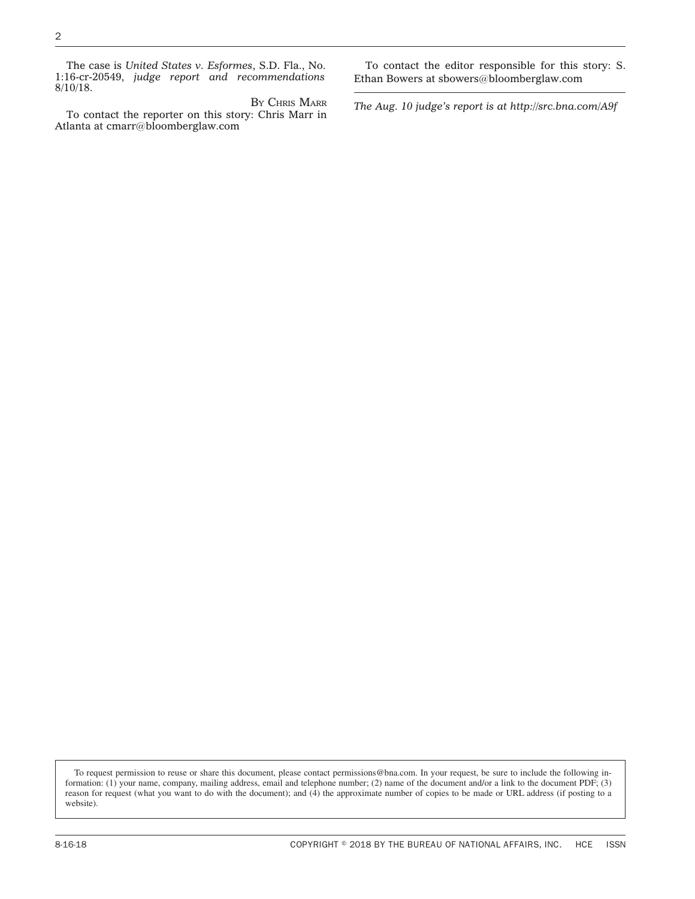The case is *United States v. Esformes*, S.D. Fla., No. 1:16-cr-20549, *judge report and recommendations* 8/10/18.

BY CHRIS MARR

To contact the reporter on this story: Chris Marr in Atlanta at cmarr@bloomberglaw.com

To contact the editor responsible for this story: S. Ethan Bowers at sbowers@bloomberglaw.com

---

*The Aug. 10 judge's report is at http://src.bna.com/A9f*

To request permission to reuse or share this document, please contact permissions@bna.com. In your request, be sure to include the following information: (1) your name, company, mailing address, email and telephone number; (2) name of the document and/or a link to the document PDF; (3) reason for request (what you want to do with the document); and (4) the approximate number of copies to be made or URL address (if posting to a website).